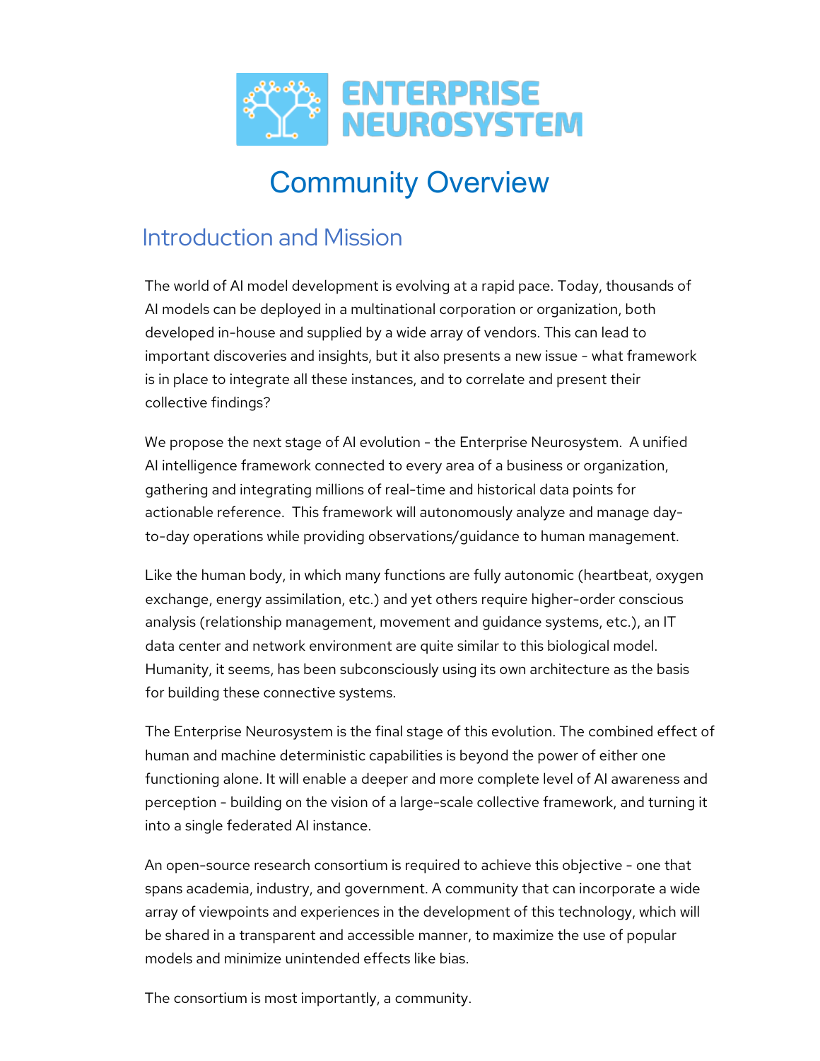# ENTERPRISE NEUROSYSTEM

# Community Overview

## Introduction and Mission

The world of AI model development is evolving at a rapid pace. Today, thousands of AI models can be deployed in a multinational corporation or organization, both developed in-house and supplied by a wide array of vendors. This can lead to important discoveries and insights, but it also presents a new issue - what framework is in place to integrate all these instances, and to correlate and present their collective findings?

We propose the next stage of AI evolution - the Enterprise Neurosystem. A unified AI intelligence framework connected to every area of a business or organization, gathering and integrating millions of real-time and historical data points for actionable reference. This framework will autonomously analyze and manage day-to-day operations while providing observations/guidance to human management.

Like the human body, in which many functions are fully autonomic (heartbeat, oxygen exchange, energy assimilation, etc.) and yet others require higher-order conscious analysis (relationship management, movement and guidance systems, etc.), an IT data center and network environment are quite similar to this biological model. Humanity, it seems, has been subconsciously using its own architecture as the basis for building these connective systems.

The Enterprise Neurosystem is the final stage of this evolution. The combined effect of human and machine deterministic capabilities is beyond the power of either one functioning alone. It will enable a deeper and more complete level of AI awareness and perception - building on the vision of a large-scale collective framework, and turning it into a single federated AI instance.

An open-source research consortium is required to achieve this objective - one that spans academia, industry, and government. A community that can incorporate a wide array of viewpoints and experiences in the development of this technology, which will be shared in a transparent and accessible manner, to maximize the use of popular models and minimize unintended effects like bias.

The consortium is most importantly, a community.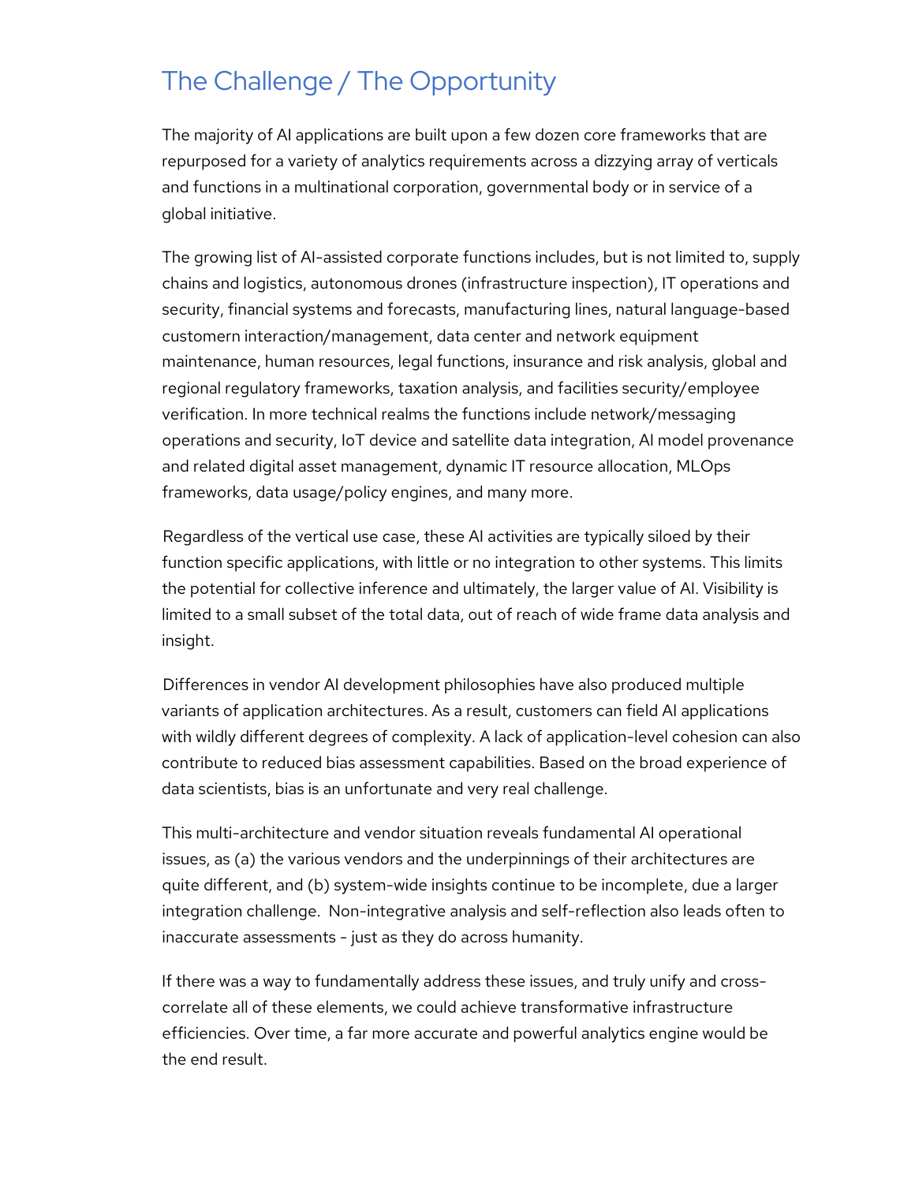## The Challenge / The Opportunity

The majority of AI applications are built upon a few dozen core frameworks that are repurposed for a variety of analytics requirements across a dizzying array of verticals and functions in a multinational corporation, governmental body or in service of a global initiative.

The growing list of AI-assisted corporate functions includes, but is not limited to, supply chains and logistics, autonomous drones (infrastructure inspection), IT operations and security, financial systems and forecasts, manufacturing lines, natural language-based customern interaction/management, data center and network equipment maintenance, human resources, legal functions, insurance and risk analysis, global and regional regulatory frameworks, taxation analysis, and facilities security/employee verification. In more technical realms the functions include network/messaging operations and security, IoT device and satellite data integration, AI model provenance and related digital asset management, dynamic IT resource allocation, MLOps frameworks, data usage/policy engines, and many more.

Regardless of the vertical use case, these AI activities are typically siloed by their function specific applications, with little or no integration to other systems. This limits the potential for collective inference and ultimately, the larger value of AI. Visibility is limited to a small subset of the total data, out of reach of wide frame data analysis and insight.

Differences in vendor AI development philosophies have also produced multiple variants of application architectures. As a result, customers can field AI applications with wildly different degrees of complexity. A lack of application-level cohesion can also contribute to reduced bias assessment capabilities. Based on the broad experience of data scientists, bias is an unfortunate and very real challenge.

This multi-architecture and vendor situation reveals fundamental AI operational issues, as (a) the various vendors and the underpinnings of their architectures are quite different, and (b) system-wide insights continue to be incomplete, due a larger integration challenge. Non-integrative analysis and self-reflection also leads often to inaccurate assessments - just as they do across humanity.

If there was a way to fundamentally address these issues, and truly unify and cross-correlate all of these elements, we could achieve transformative infrastructure efficiencies. Over time, a far more accurate and powerful analytics engine would be the end result.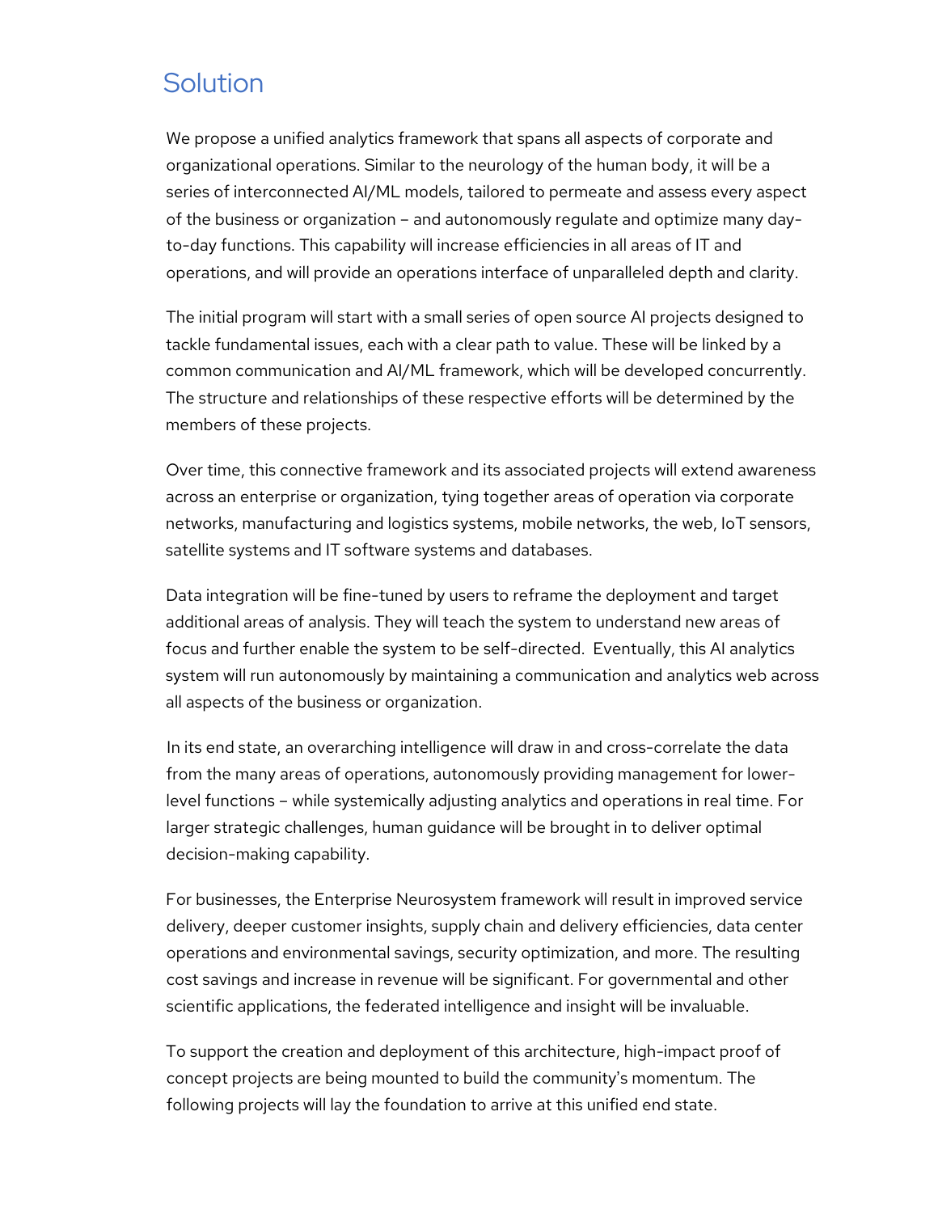# Solution

We propose a unified analytics framework that spans all aspects of corporate and organizational operations. Similar to the neurology of the human body, it will be a series of interconnected AI/ML models, tailored to permeate and assess every aspect of the business or organization – and autonomously regulate and optimize many day-to-day functions. This capability will increase efficiencies in all areas of IT and operations, and will provide an operations interface of unparalleled depth and clarity.

The initial program will start with a small series of open source AI projects designed to tackle fundamental issues, each with a clear path to value. These will be linked by a common communication and AI/ML framework, which will be developed concurrently. The structure and relationships of these respective efforts will be determined by the members of these projects.

Over time, this connective framework and its associated projects will extend awareness across an enterprise or organization, tying together areas of operation via corporate networks, manufacturing and logistics systems, mobile networks, the web, IoT sensors, satellite systems and IT software systems and databases.

Data integration will be fine-tuned by users to reframe the deployment and target additional areas of analysis. They will teach the system to understand new areas of focus and further enable the system to be self-directed. Eventually, this AI analytics system will run autonomously by maintaining a communication and analytics web across all aspects of the business or organization.

In its end state, an overarching intelligence will draw in and cross-correlate the data from the many areas of operations, autonomously providing management for lower-level functions – while systemically adjusting analytics and operations in real time. For larger strategic challenges, human guidance will be brought in to deliver optimal decision-making capability.

For businesses, the Enterprise Neurosystem framework will result in improved service delivery, deeper customer insights, supply chain and delivery efficiencies, data center operations and environmental savings, security optimization, and more. The resulting cost savings and increase in revenue will be significant. For governmental and other scientific applications, the federated intelligence and insight will be invaluable.

To support the creation and deployment of this architecture, high-impact proof of concept projects are being mounted to build the community's momentum. The following projects will lay the foundation to arrive at this unified end state.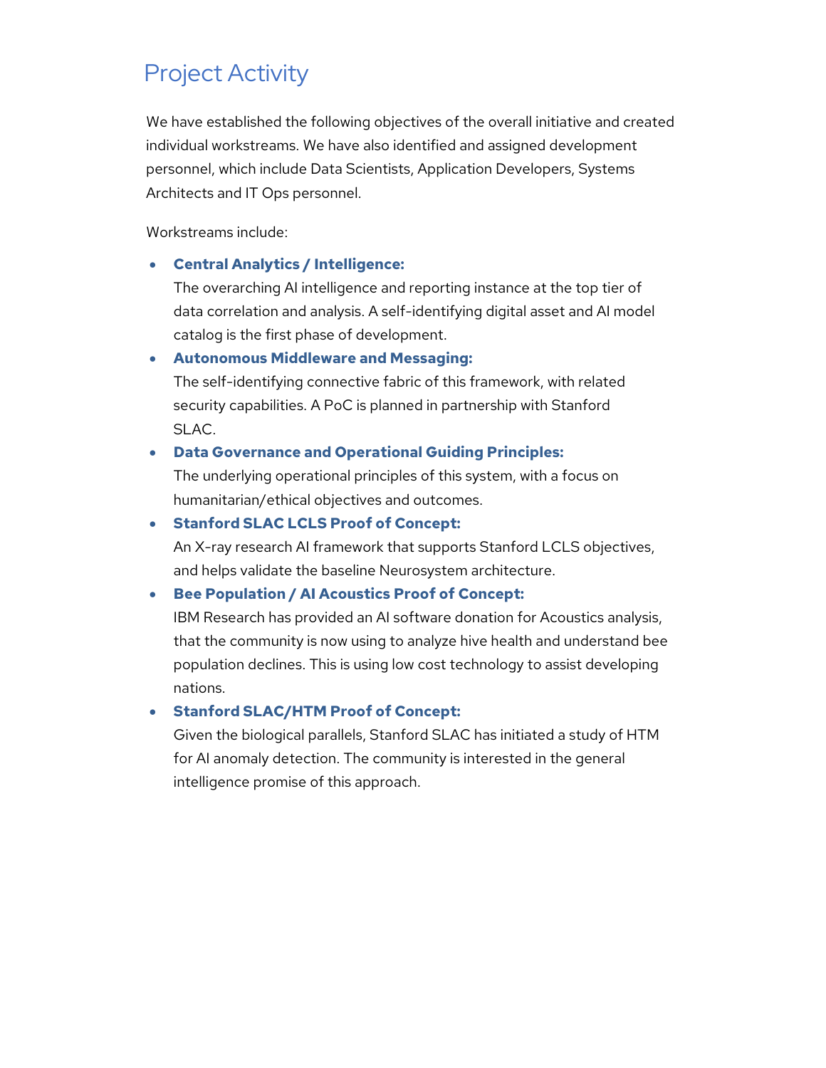# Project Activity

We have established the following objectives of the overall initiative and created individual workstreams. We have also identified and assigned development personnel, which include Data Scientists, Application Developers, Systems Architects and IT Ops personnel.

Workstreams include:

- **Central Analytics / Intelligence:**
  The overarching AI intelligence and reporting instance at the top tier of data correlation and analysis. A self-identifying digital asset and AI model catalog is the first phase of development.
- **Autonomous Middleware and Messaging:**
  The self-identifying connective fabric of this framework, with related security capabilities. A PoC is planned in partnership with Stanford SLAC.
- **Data Governance and Operational Guiding Principles:**
  The underlying operational principles of this system, with a focus on humanitarian/ethical objectives and outcomes.
- **Stanford SLAC LCLS Proof of Concept:**
  An X-ray research AI framework that supports Stanford LCLS objectives, and helps validate the baseline Neurosystem architecture.
- **Bee Population / AI Acoustics Proof of Concept:**
  IBM Research has provided an AI software donation for Acoustics analysis, that the community is now using to analyze hive health and understand bee population declines. This is using low cost technology to assist developing nations.
- **Stanford SLAC/HTM Proof of Concept:**
  Given the biological parallels, Stanford SLAC has initiated a study of HTM for AI anomaly detection. The community is interested in the general intelligence promise of this approach.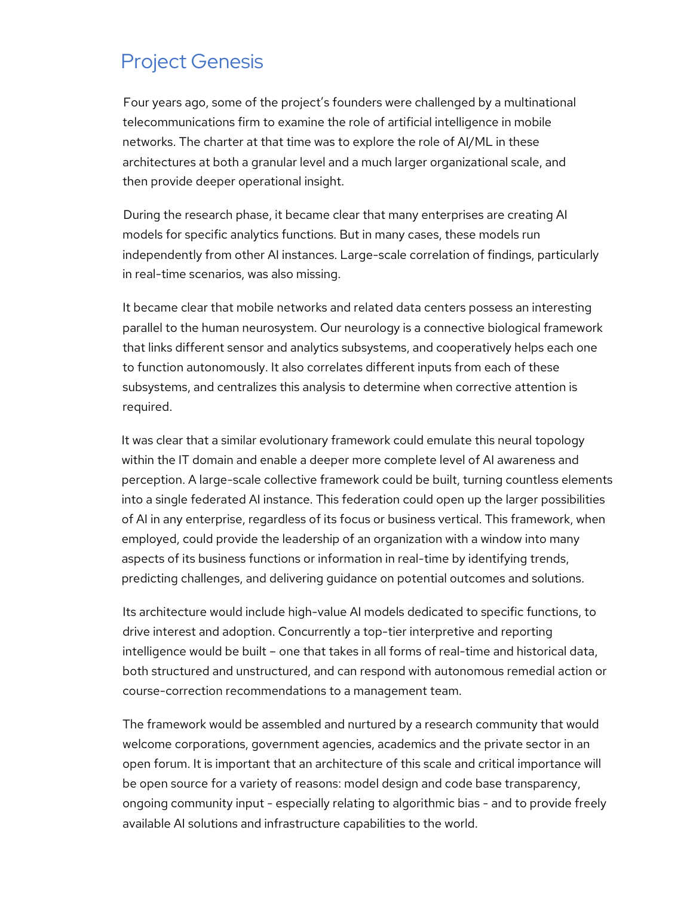# Project Genesis

Four years ago, some of the project's founders were challenged by a multinational telecommunications firm to examine the role of artificial intelligence in mobile networks. The charter at that time was to explore the role of AI/ML in these architectures at both a granular level and a much larger organizational scale, and then provide deeper operational insight.

During the research phase, it became clear that many enterprises are creating AI models for specific analytics functions. But in many cases, these models run independently from other AI instances. Large-scale correlation of findings, particularly in real-time scenarios, was also missing.

It became clear that mobile networks and related data centers possess an interesting parallel to the human neurosystem. Our neurology is a connective biological framework that links different sensor and analytics subsystems, and cooperatively helps each one to function autonomously. It also correlates different inputs from each of these subsystems, and centralizes this analysis to determine when corrective attention is required.

It was clear that a similar evolutionary framework could emulate this neural topology within the IT domain and enable a deeper more complete level of AI awareness and perception. A large-scale collective framework could be built, turning countless elements into a single federated AI instance. This federation could open up the larger possibilities of AI in any enterprise, regardless of its focus or business vertical. This framework, when employed, could provide the leadership of an organization with a window into many aspects of its business functions or information in real-time by identifying trends, predicting challenges, and delivering guidance on potential outcomes and solutions.

Its architecture would include high-value AI models dedicated to specific functions, to drive interest and adoption. Concurrently a top-tier interpretive and reporting intelligence would be built – one that takes in all forms of real-time and historical data, both structured and unstructured, and can respond with autonomous remedial action or course-correction recommendations to a management team.

The framework would be assembled and nurtured by a research community that would welcome corporations, government agencies, academics and the private sector in an open forum. It is important that an architecture of this scale and critical importance will be open source for a variety of reasons: model design and code base transparency, ongoing community input - especially relating to algorithmic bias - and to provide freely available AI solutions and infrastructure capabilities to the world.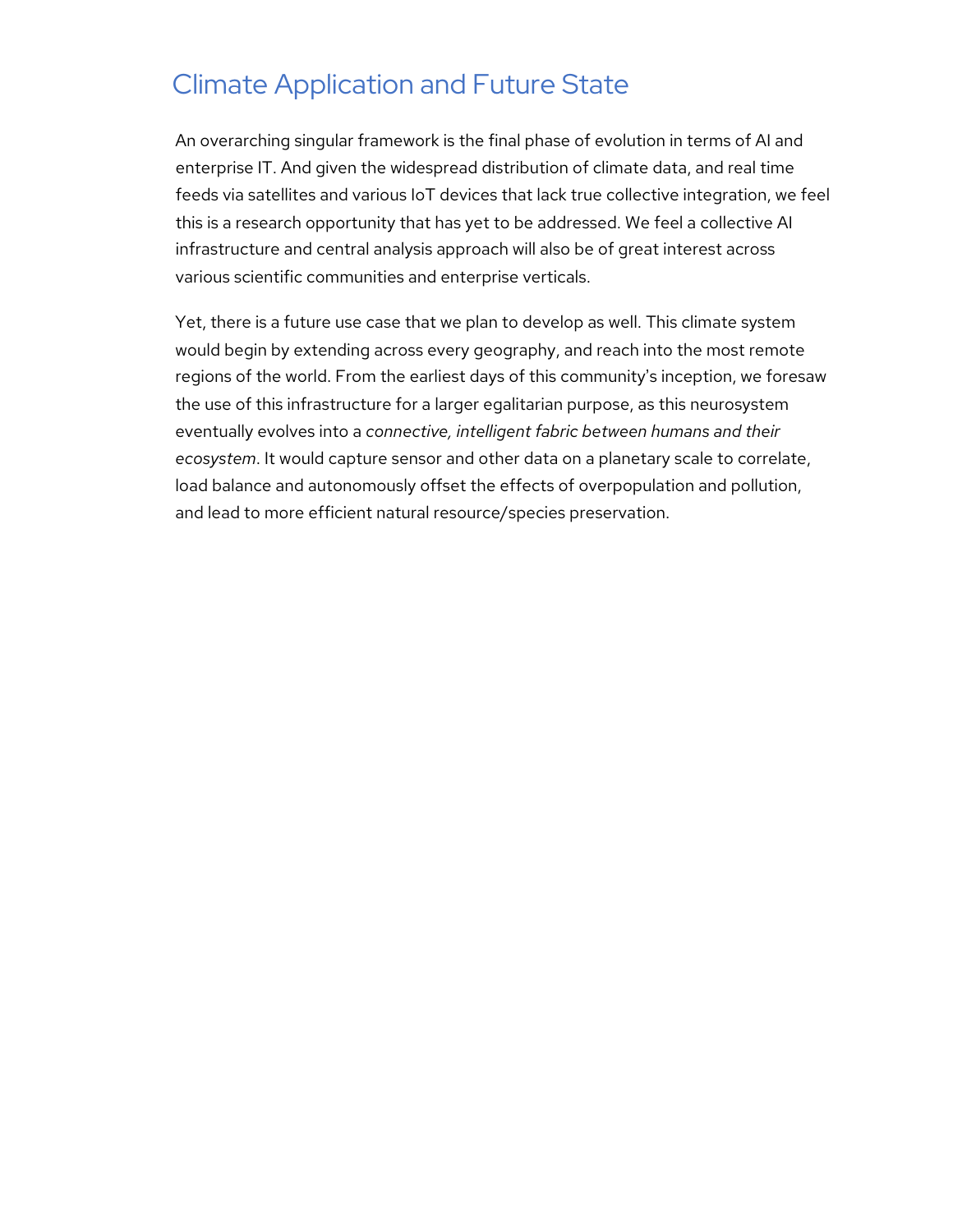## Climate Application and Future State

An overarching singular framework is the final phase of evolution in terms of AI and enterprise IT. And given the widespread distribution of climate data, and real time feeds via satellites and various IoT devices that lack true collective integration, we feel this is a research opportunity that has yet to be addressed. We feel a collective AI infrastructure and central analysis approach will also be of great interest across various scientific communities and enterprise verticals.

Yet, there is a future use case that we plan to develop as well. This climate system would begin by extending across every geography, and reach into the most remote regions of the world. From the earliest days of this community's inception, we foresaw the use of this infrastructure for a larger egalitarian purpose, as this neurosystem eventually evolves into a *connective, intelligent fabric between humans and their ecosystem*. It would capture sensor and other data on a planetary scale to correlate, load balance and autonomously offset the effects of overpopulation and pollution, and lead to more efficient natural resource/species preservation.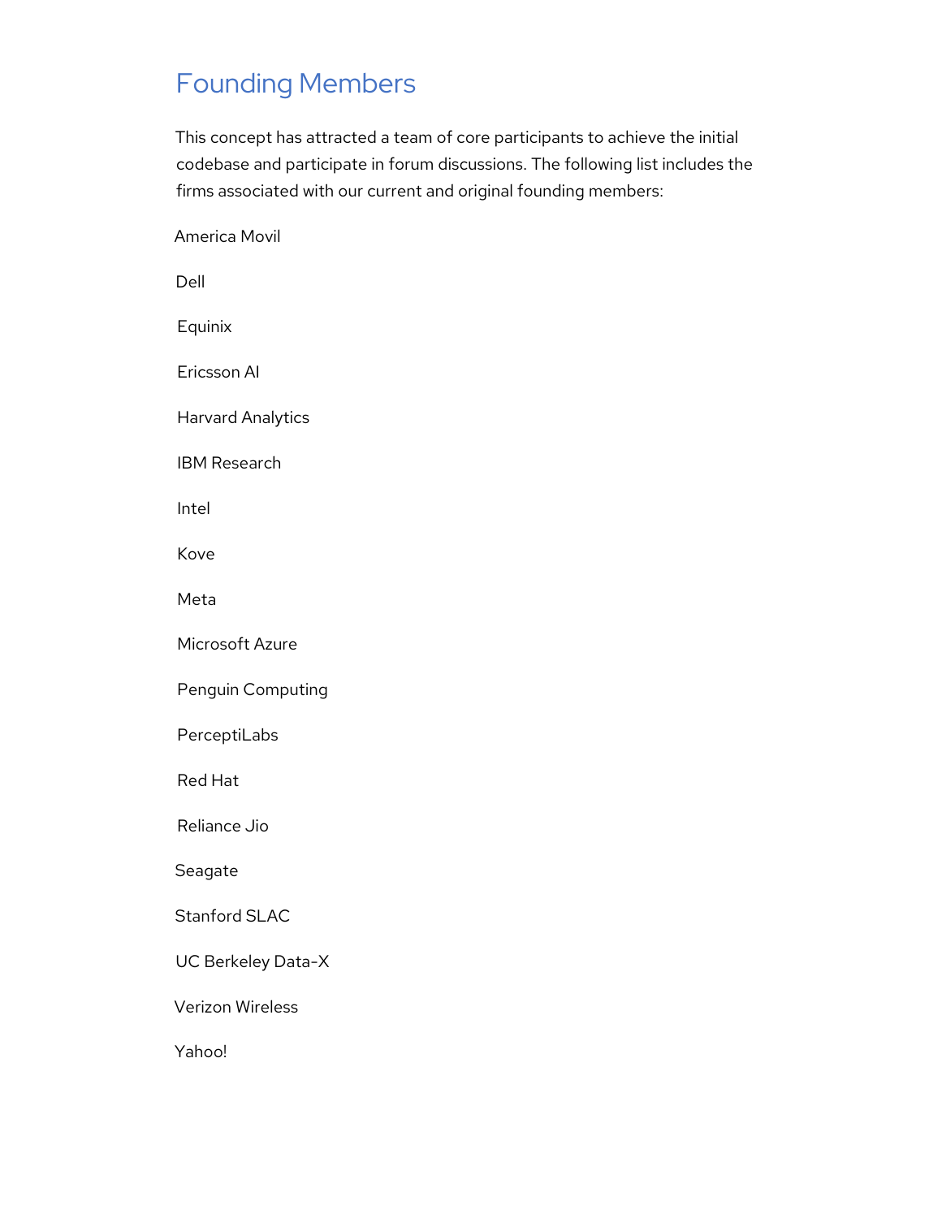## Founding Members

This concept has attracted a team of core participants to achieve the initial codebase and participate in forum discussions. The following list includes the firms associated with our current and original founding members:

America Movil

Dell

Equinix

Ericsson AI

Harvard Analytics

IBM Research

Intel

Kove

Meta

Microsoft Azure

Penguin Computing

PerceptiLabs

Red Hat

Reliance Jio

Seagate

Stanford SLAC

UC Berkeley Data-X

Verizon Wireless

Yahoo!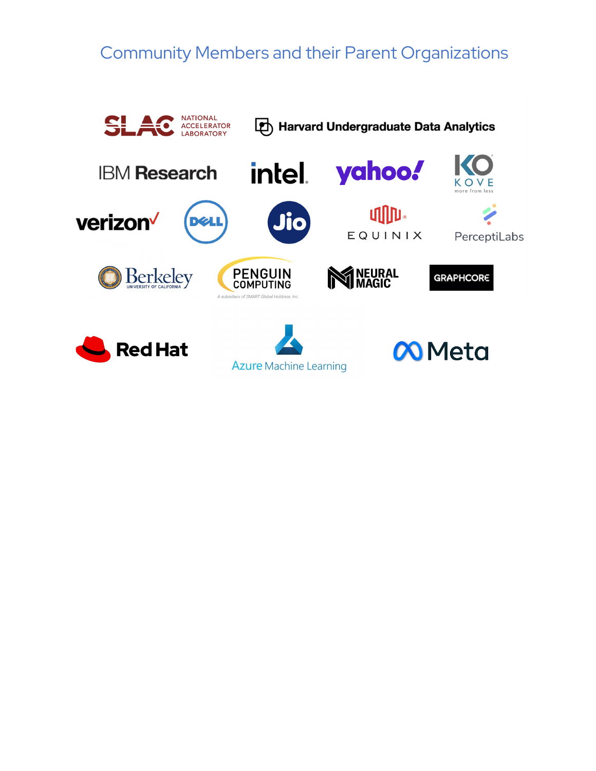## Community Members and their Parent Organizations

SLAC NATIONAL ACCELERATOR LABORATORY

Harvard Undergraduate Data Analytics

IBM Research

intel

yahoo!

KOVE more from less

verizon

DELL

Jio

EQUINIX

PerceptiLabs

Berkeley UNIVERSITY OF CALIFORNIA

PENGUIN COMPUTING A subsidiary of SMART Global Holdings, Inc.

NEURAL MAGIC

GRAPHCORE

Red Hat

Azure Machine Learning

Meta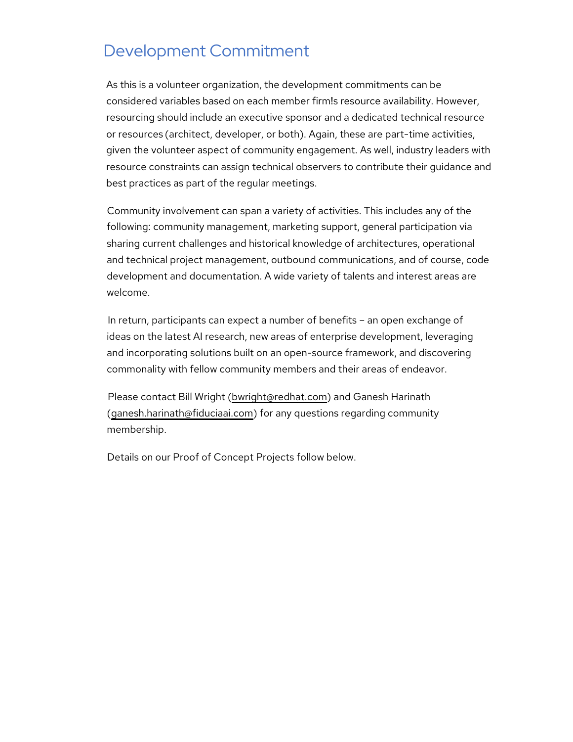## Development Commitment

As this is a volunteer organization, the development commitments can be considered variables based on each member firm!s resource availability. However, resourcing should include an executive sponsor and a dedicated technical resource or resources (architect, developer, or both). Again, these are part-time activities, given the volunteer aspect of community engagement. As well, industry leaders with resource constraints can assign technical observers to contribute their guidance and best practices as part of the regular meetings.

Community involvement can span a variety of activities. This includes any of the following: community management, marketing support, general participation via sharing current challenges and historical knowledge of architectures, operational and technical project management, outbound communications, and of course, code development and documentation. A wide variety of talents and interest areas are welcome.

In return, participants can expect a number of benefits – an open exchange of ideas on the latest AI research, new areas of enterprise development, leveraging and incorporating solutions built on an open-source framework, and discovering commonality with fellow community members and their areas of endeavor.

Please contact Bill Wright (bwright@redhat.com) and Ganesh Harinath (ganesh.harinath@fiduciaai.com) for any questions regarding community membership.

Details on our Proof of Concept Projects follow below.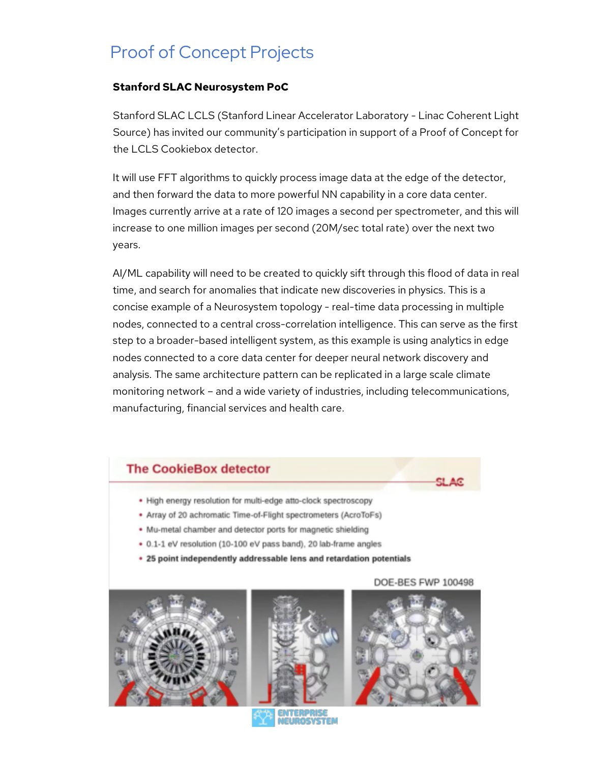# Proof of Concept Projects

**Stanford SLAC Neurosystem PoC**

Stanford SLAC LCLS (Stanford Linear Accelerator Laboratory - Linac Coherent Light Source) has invited our community's participation in support of a Proof of Concept for the LCLS Cookiebox detector.

It will use FFT algorithms to quickly process image data at the edge of the detector, and then forward the data to more powerful NN capability in a core data center. Images currently arrive at a rate of 120 images a second per spectrometer, and this will increase to one million images per second (20M/sec total rate) over the next two years.

AI/ML capability will need to be created to quickly sift through this flood of data in real time, and search for anomalies that indicate new discoveries in physics. This is a concise example of a Neurosystem topology - real-time data processing in multiple nodes, connected to a central cross-correlation intelligence. This can serve as the first step to a broader-based intelligent system, as this example is using analytics in edge nodes connected to a core data center for deeper neural network discovery and analysis. The same architecture pattern can be replicated in a large scale climate monitoring network – and a wide variety of industries, including telecommunications, manufacturing, financial services and health care.

**The CookieBox detector**

- High energy resolution for multi-edge atto-clock spectroscopy
- Array of 20 achromatic Time-of-Flight spectrometers (AcroToFs)
- Mu-metal chamber and detector ports for magnetic shielding
- 0.1-1 eV resolution (10-100 eV pass band), 20 lab-frame angles
- **25 point independently addressable lens and retardation potentials**

DOE-BES FWP 100498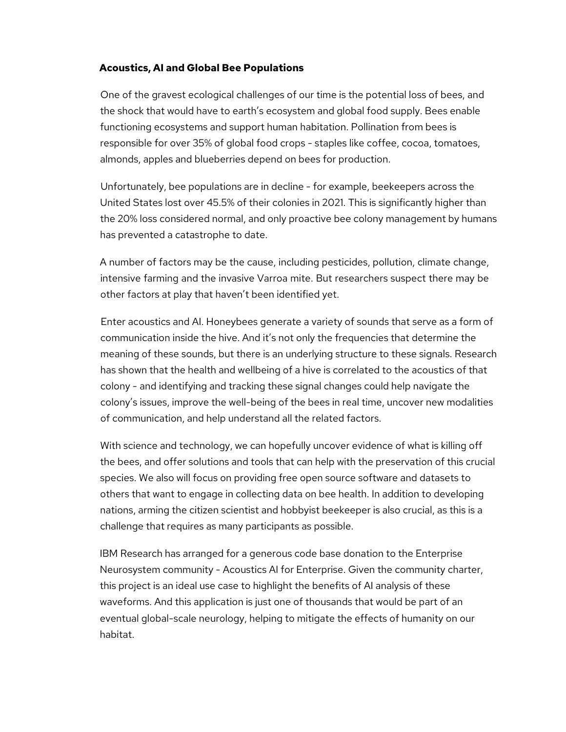## Acoustics, AI and Global Bee Populations

One of the gravest ecological challenges of our time is the potential loss of bees, and the shock that would have to earth's ecosystem and global food supply. Bees enable functioning ecosystems and support human habitation. Pollination from bees is responsible for over 35% of global food crops - staples like coffee, cocoa, tomatoes, almonds, apples and blueberries depend on bees for production.

Unfortunately, bee populations are in decline - for example, beekeepers across the United States lost over 45.5% of their colonies in 2021. This is significantly higher than the 20% loss considered normal, and only proactive bee colony management by humans has prevented a catastrophe to date.

A number of factors may be the cause, including pesticides, pollution, climate change, intensive farming and the invasive Varroa mite. But researchers suspect there may be other factors at play that haven't been identified yet.

Enter acoustics and AI. Honeybees generate a variety of sounds that serve as a form of communication inside the hive. And it's not only the frequencies that determine the meaning of these sounds, but there is an underlying structure to these signals. Research has shown that the health and wellbeing of a hive is correlated to the acoustics of that colony - and identifying and tracking these signal changes could help navigate the colony's issues, improve the well-being of the bees in real time, uncover new modalities of communication, and help understand all the related factors.

With science and technology, we can hopefully uncover evidence of what is killing off the bees, and offer solutions and tools that can help with the preservation of this crucial species. We also will focus on providing free open source software and datasets to others that want to engage in collecting data on bee health. In addition to developing nations, arming the citizen scientist and hobbyist beekeeper is also crucial, as this is a challenge that requires as many participants as possible.

IBM Research has arranged for a generous code base donation to the Enterprise Neurosystem community - Acoustics AI for Enterprise. Given the community charter, this project is an ideal use case to highlight the benefits of AI analysis of these waveforms. And this application is just one of thousands that would be part of an eventual global-scale neurology, helping to mitigate the effects of humanity on our habitat.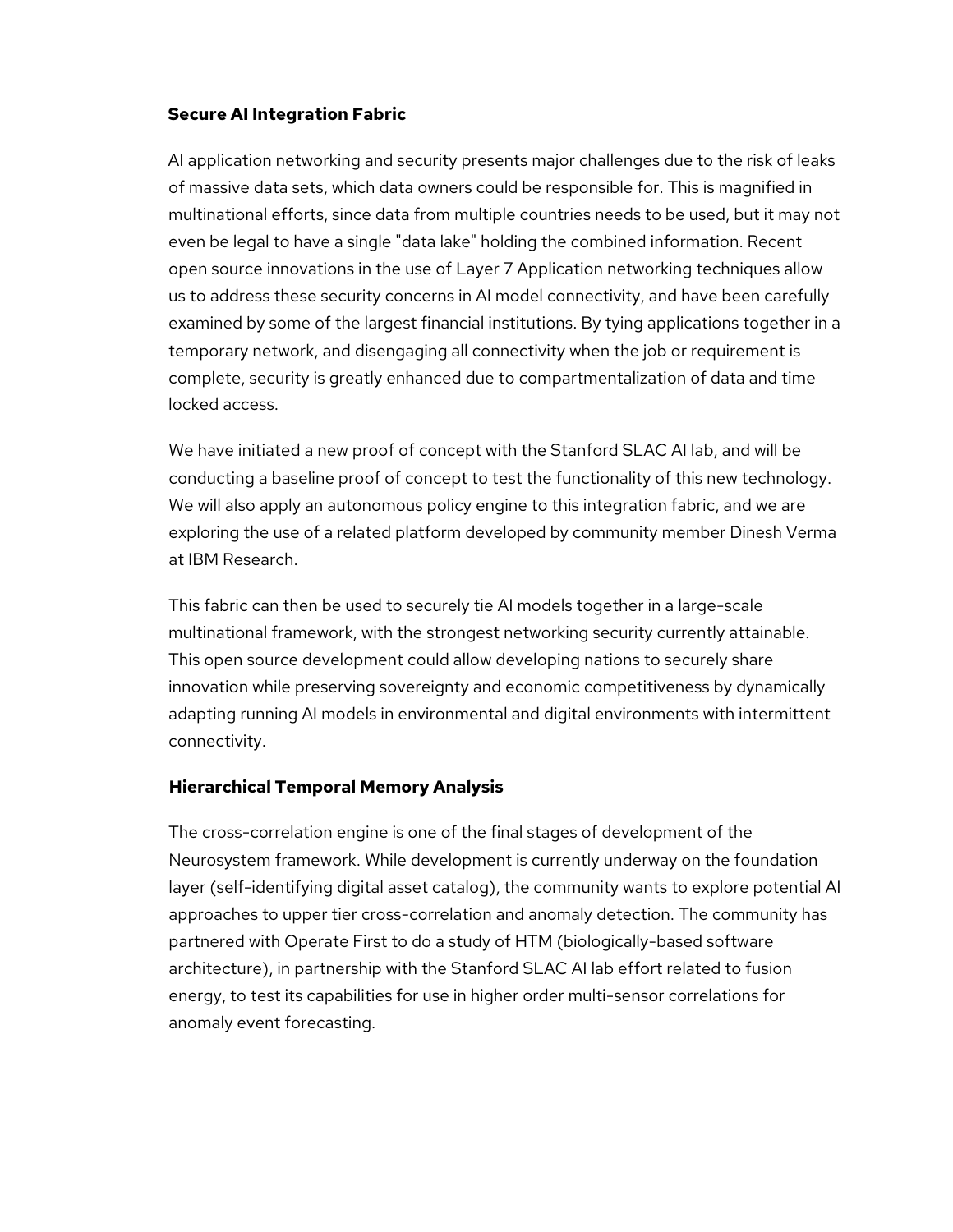**Secure AI Integration Fabric**

AI application networking and security presents major challenges due to the risk of leaks of massive data sets, which data owners could be responsible for. This is magnified in multinational efforts, since data from multiple countries needs to be used, but it may not even be legal to have a single "data lake" holding the combined information. Recent open source innovations in the use of Layer 7 Application networking techniques allow us to address these security concerns in AI model connectivity, and have been carefully examined by some of the largest financial institutions. By tying applications together in a temporary network, and disengaging all connectivity when the job or requirement is complete, security is greatly enhanced due to compartmentalization of data and time locked access.

We have initiated a new proof of concept with the Stanford SLAC AI lab, and will be conducting a baseline proof of concept to test the functionality of this new technology. We will also apply an autonomous policy engine to this integration fabric, and we are exploring the use of a related platform developed by community member Dinesh Verma at IBM Research.

This fabric can then be used to securely tie AI models together in a large-scale multinational framework, with the strongest networking security currently attainable. This open source development could allow developing nations to securely share innovation while preserving sovereignty and economic competitiveness by dynamically adapting running AI models in environmental and digital environments with intermittent connectivity.

**Hierarchical Temporal Memory Analysis**

The cross-correlation engine is one of the final stages of development of the Neurosystem framework. While development is currently underway on the foundation layer (self-identifying digital asset catalog), the community wants to explore potential AI approaches to upper tier cross-correlation and anomaly detection. The community has partnered with Operate First to do a study of HTM (biologically-based software architecture), in partnership with the Stanford SLAC AI lab effort related to fusion energy, to test its capabilities for use in higher order multi-sensor correlations for anomaly event forecasting.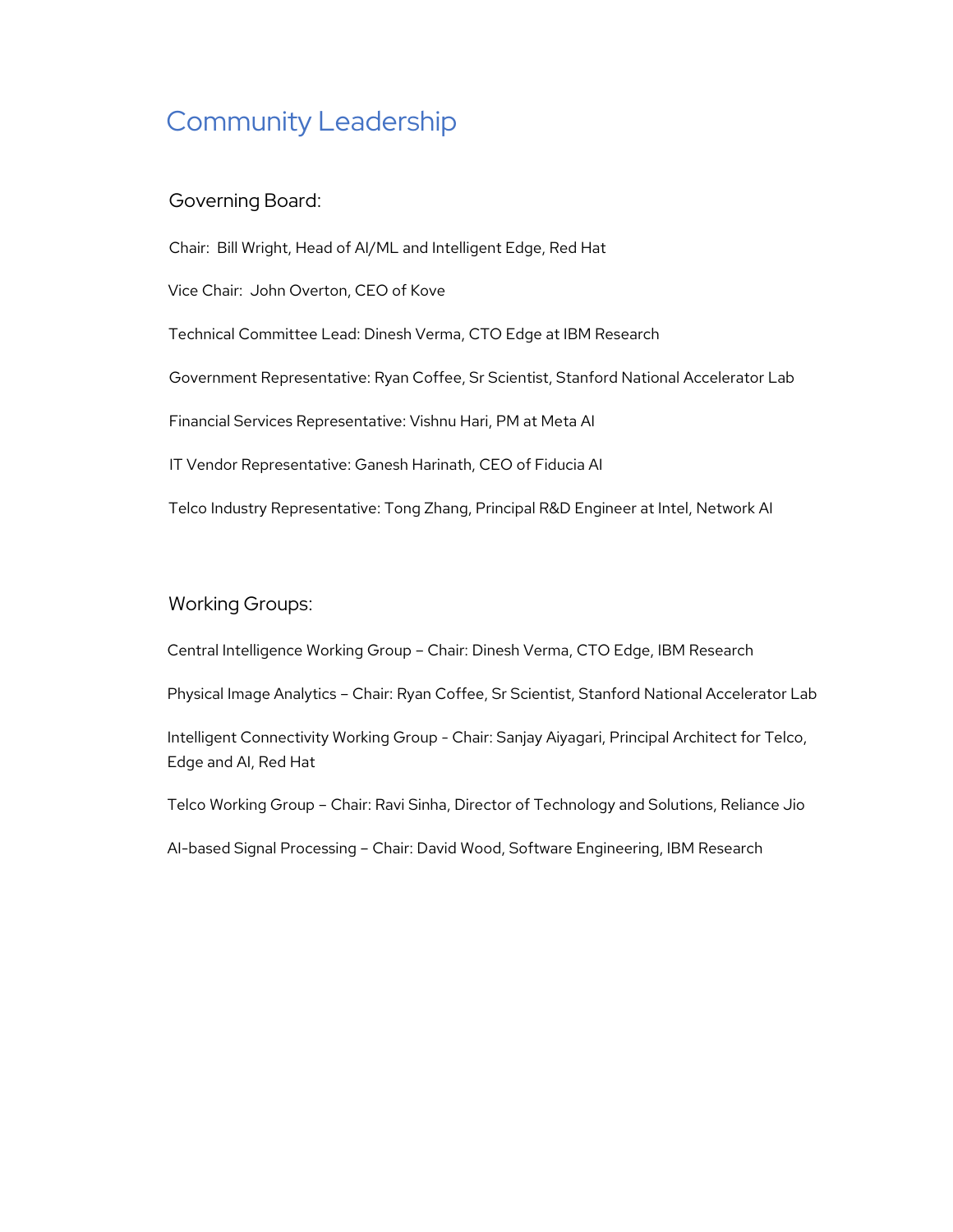# Community Leadership

## Governing Board:

Chair: Bill Wright, Head of AI/ML and Intelligent Edge, Red Hat

Vice Chair: John Overton, CEO of Kove

Technical Committee Lead: Dinesh Verma, CTO Edge at IBM Research

Government Representative: Ryan Coffee, Sr Scientist, Stanford National Accelerator Lab

Financial Services Representative: Vishnu Hari, PM at Meta AI

IT Vendor Representative: Ganesh Harinath, CEO of Fiducia AI

Telco Industry Representative: Tong Zhang, Principal R&D Engineer at Intel, Network AI

## Working Groups:

Central Intelligence Working Group – Chair: Dinesh Verma, CTO Edge, IBM Research

Physical Image Analytics – Chair: Ryan Coffee, Sr Scientist, Stanford National Accelerator Lab

Intelligent Connectivity Working Group - Chair: Sanjay Aiyagari, Principal Architect for Telco, Edge and AI, Red Hat

Telco Working Group – Chair: Ravi Sinha, Director of Technology and Solutions, Reliance Jio

AI-based Signal Processing – Chair: David Wood, Software Engineering, IBM Research